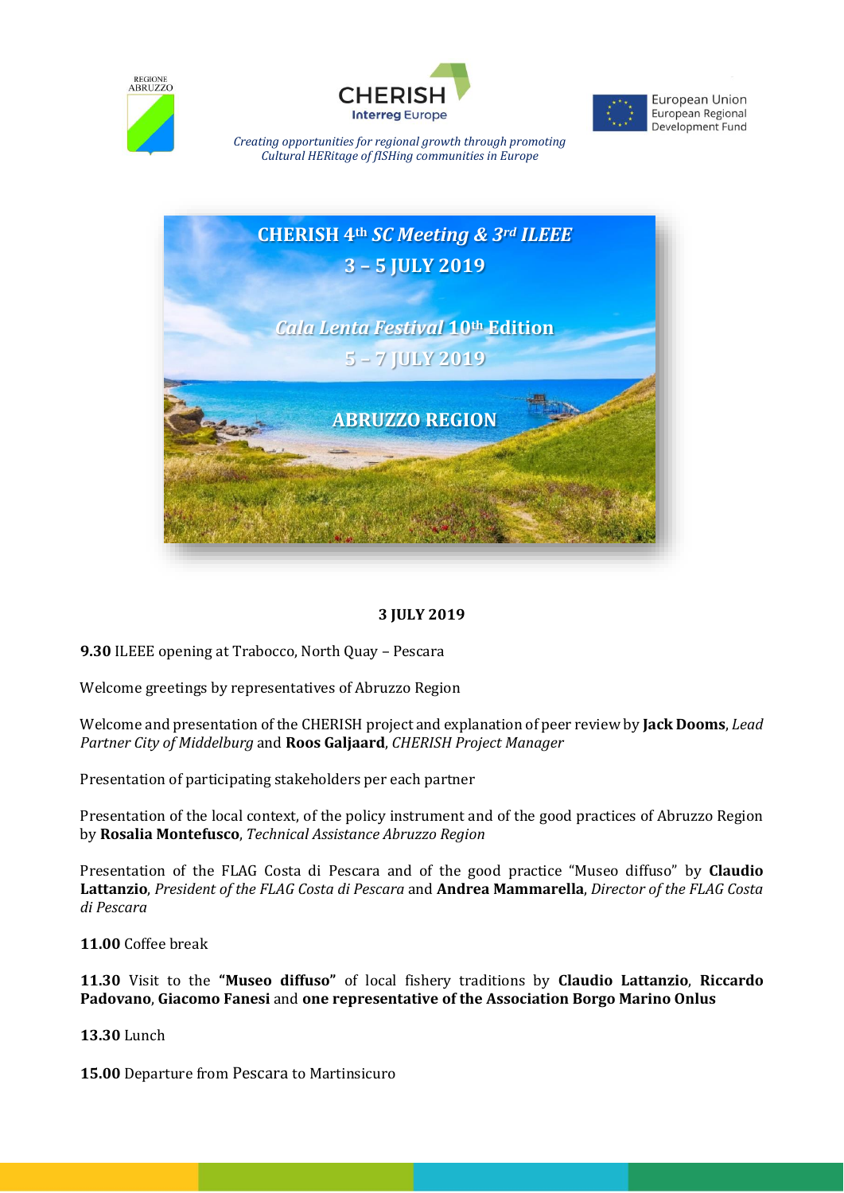REGIONE ABRUZZO

CHERISH Interreg Europe

European Union European Regional Development Fund

*Creating opportunities for regional growth through promoting Cultural HERitage of fISHing communities in Europe*

# CHERISH 4th *SC Meeting & 3rd ILEEE*

## 3 – 5 JULY 2019

## *Cala Lenta Festival* 10th Edition

## 5 – 7 JULY 2019

## ABRUZZO REGION

### 3 JULY 2019

**9.30** ILEEE opening at Trabocco, North Quay – Pescara

Welcome greetings by representatives of Abruzzo Region

Welcome and presentation of the CHERISH project and explanation of peer review by **Jack Dooms**, *Lead Partner City of Middelburg* and **Roos Galjaard**, *CHERISH Project Manager*

Presentation of participating stakeholders per each partner

Presentation of the local context, of the policy instrument and of the good practices of Abruzzo Region by **Rosalia Montefusco**, *Technical Assistance Abruzzo Region*

Presentation of the FLAG Costa di Pescara and of the good practice "Museo diffuso" by **Claudio Lattanzio**, *President of the FLAG Costa di Pescara* and **Andrea Mammarella**, *Director of the FLAG Costa di Pescara*

**11.00** Coffee break

**11.30** Visit to the **"Museo diffuso"** of local fishery traditions by **Claudio Lattanzio**, **Riccardo Padovano**, **Giacomo Fanesi** and **one representative of the Association Borgo Marino Onlus**

**13.30** Lunch

**15.00** Departure from Pescara to Martinsicuro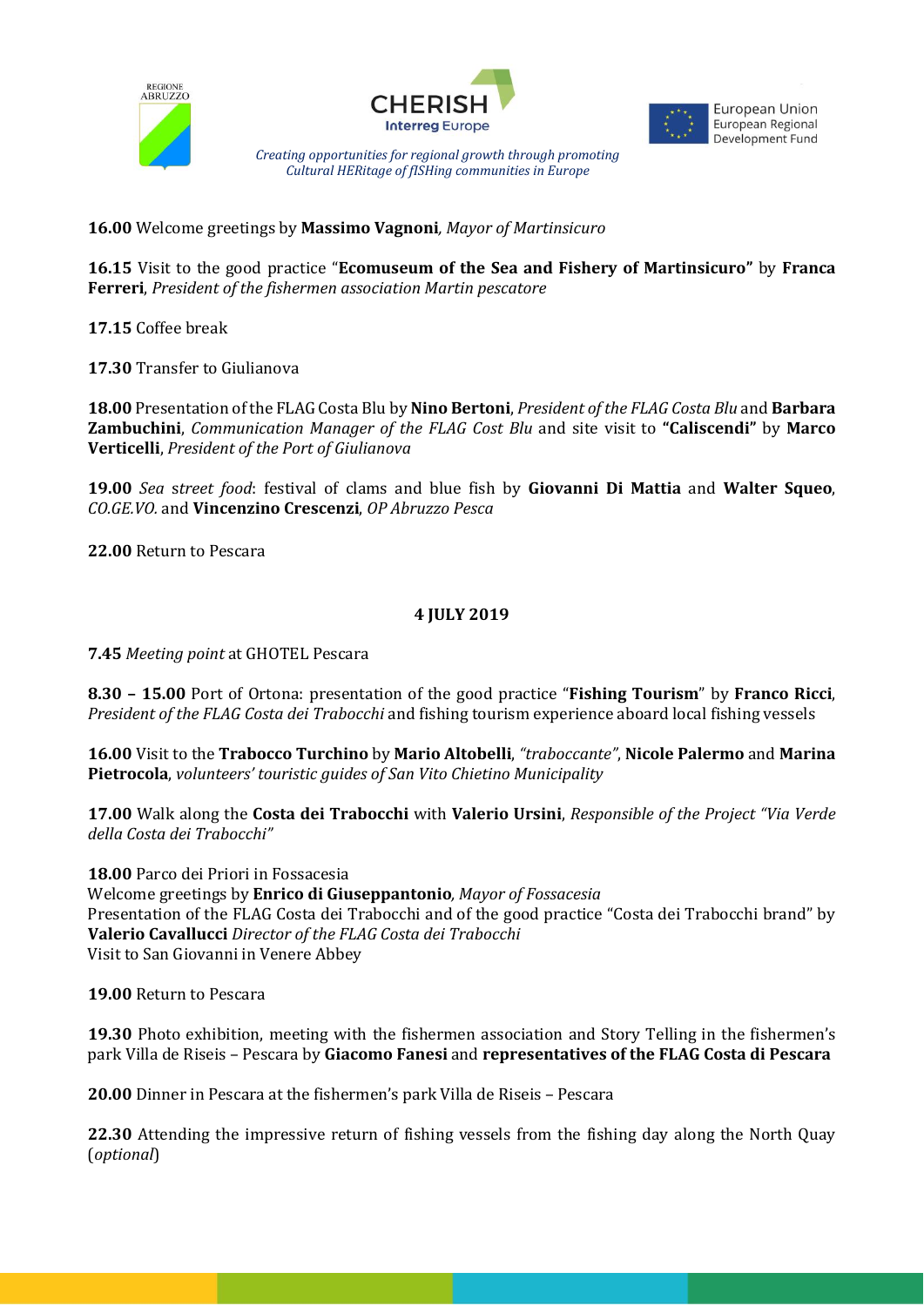**16.00** Welcome greetings by **Massimo Vagnoni**, *Mayor of Martinsicuro*

**16.15** Visit to the good practice "**Ecomuseum of the Sea and Fishery of Martinsicuro"** by **Franca Ferreri**, *President of the fishermen association Martin pescatore*

**17.15** Coffee break

**17.30** Transfer to Giulianova

**18.00** Presentation of the FLAG Costa Blu by **Nino Bertoni**, *President of the FLAG Costa Blu* and **Barbara Zambuchini**, *Communication Manager of the FLAG Cost Blu* and site visit to **"Caliscendi"** by **Marco Verticelli**, *President of the Port of Giulianova*

**19.00** *Sea street food*: festival of clams and blue fish by **Giovanni Di Mattia** and **Walter Squeo**, *CO.GE.VO.* and **Vincenzino Crescenzi**, *OP Abruzzo Pesca*

**22.00** Return to Pescara

**4 JULY 2019**

**7.45** *Meeting point* at GHOTEL Pescara

**8.30 – 15.00** Port of Ortona: presentation of the good practice "**Fishing Tourism**" by **Franco Ricci**, *President of the FLAG Costa dei Trabocchi* and fishing tourism experience aboard local fishing vessels

**16.00** Visit to the **Trabocco Turchino** by **Mario Altobelli**, *"traboccante"*, **Nicole Palermo** and **Marina Pietrocola**, *volunteers' touristic guides of San Vito Chietino Municipality*

**17.00** Walk along the **Costa dei Trabocchi** with **Valerio Ursini**, *Responsible of the Project "Via Verde della Costa dei Trabocchi"*

**18.00** Parco dei Priori in Fossacesia
Welcome greetings by **Enrico di Giuseppantonio**, *Mayor of Fossacesia*
Presentation of the FLAG Costa dei Trabocchi and of the good practice "Costa dei Trabocchi brand" by **Valerio Cavallucci** *Director of the FLAG Costa dei Trabocchi*
Visit to San Giovanni in Venere Abbey

**19.00** Return to Pescara

**19.30** Photo exhibition, meeting with the fishermen association and Story Telling in the fishermen's park Villa de Riseis – Pescara by **Giacomo Fanesi** and **representatives of the FLAG Costa di Pescara**

**20.00** Dinner in Pescara at the fishermen's park Villa de Riseis – Pescara

**22.30** Attending the impressive return of fishing vessels from the fishing day along the North Quay (*optional*)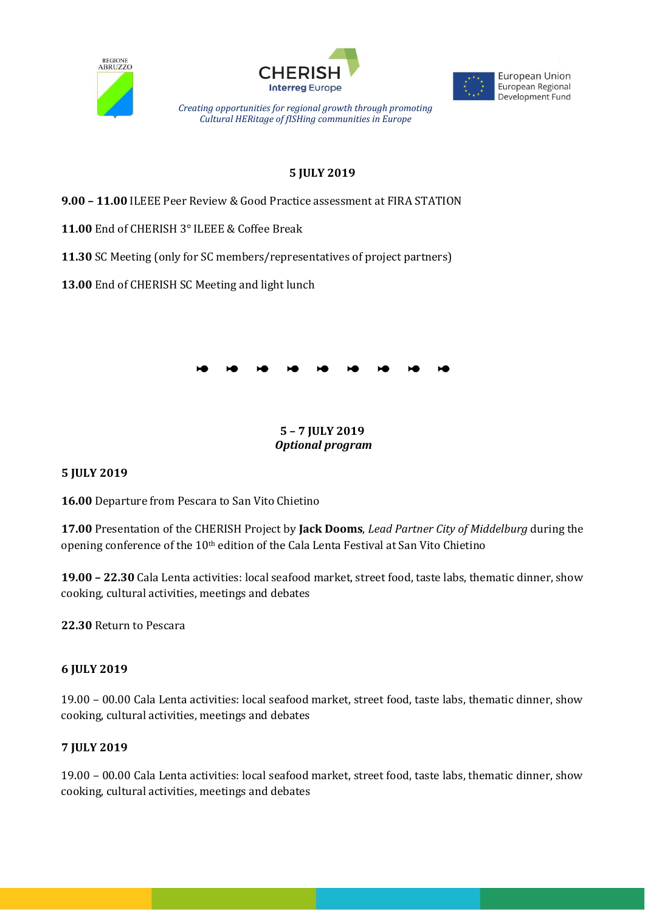# 5 JULY 2019

**9.00 – 11.00** ILEEE Peer Review & Good Practice assessment at FIRA STATION

**11.00** End of CHERISH 3° ILEEE & Coffee Break

**11.30** SC Meeting (only for SC members/representatives of project partners)

**13.00** End of CHERISH SC Meeting and light lunch

## 5 – 7 JULY 2019
***Optional program***

### 5 JULY 2019

**16.00** Departure from Pescara to San Vito Chietino

**17.00** Presentation of the CHERISH Project by **Jack Dooms**, *Lead Partner City of Middelburg* during the opening conference of the 10th edition of the Cala Lenta Festival at San Vito Chietino

**19.00 – 22.30** Cala Lenta activities: local seafood market, street food, taste labs, thematic dinner, show cooking, cultural activities, meetings and debates

**22.30** Return to Pescara

### 6 JULY 2019

19.00 – 00.00 Cala Lenta activities: local seafood market, street food, taste labs, thematic dinner, show cooking, cultural activities, meetings and debates

### 7 JULY 2019

19.00 – 00.00 Cala Lenta activities: local seafood market, street food, taste labs, thematic dinner, show cooking, cultural activities, meetings and debates